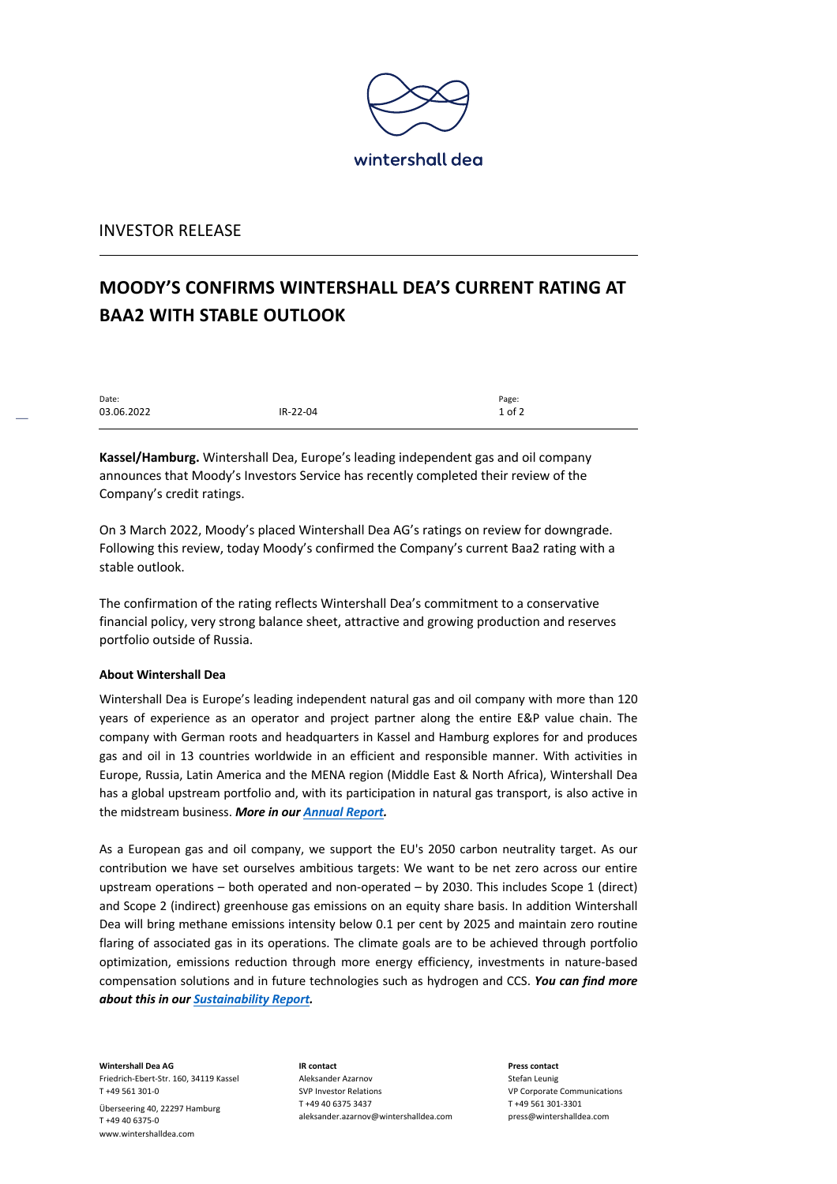wintershall dea

INVESTOR RELEASE

# MOODY'S CONFIRMS WINTERSHALL DEA'S CURRENT RATING AT BAA2 WITH STABLE OUTLOOK

| Date: | | Page: |
|---|---|---|
| 03.06.2022 | IR-22-04 | 1 of 2 |

**Kassel/Hamburg.** Wintershall Dea, Europe's leading independent gas and oil company announces that Moody's Investors Service has recently completed their review of the Company's credit ratings.

On 3 March 2022, Moody's placed Wintershall Dea AG's ratings on review for downgrade. Following this review, today Moody's confirmed the Company's current Baa2 rating with a stable outlook.

The confirmation of the rating reflects Wintershall Dea's commitment to a conservative financial policy, very strong balance sheet, attractive and growing production and reserves portfolio outside of Russia.

**About Wintershall Dea**

Wintershall Dea is Europe's leading independent natural gas and oil company with more than 120 years of experience as an operator and project partner along the entire E&P value chain. The company with German roots and headquarters in Kassel and Hamburg explores for and produces gas and oil in 13 countries worldwide in an efficient and responsible manner. With activities in Europe, Russia, Latin America and the MENA region (Middle East & North Africa), Wintershall Dea has a global upstream portfolio and, with its participation in natural gas transport, is also active in the midstream business. ***More in our Annual Report.***

As a European gas and oil company, we support the EU's 2050 carbon neutrality target. As our contribution we have set ourselves ambitious targets: We want to be net zero across our entire upstream operations – both operated and non-operated – by 2030. This includes Scope 1 (direct) and Scope 2 (indirect) greenhouse gas emissions on an equity share basis. In addition Wintershall Dea will bring methane emissions intensity below 0.1 per cent by 2025 and maintain zero routine flaring of associated gas in its operations. The climate goals are to be achieved through portfolio optimization, emissions reduction through more energy efficiency, investments in nature-based compensation solutions and in future technologies such as hydrogen and CCS. ***You can find more about this in our Sustainability Report.***

**Wintershall Dea AG**
Friedrich-Ebert-Str. 160, 34119 Kassel
T +49 561 301-0
Überseering 40, 22297 Hamburg
T +49 40 6375-0
www.wintershalldea.com

**IR contact**
Aleksander Azarnov
SVP Investor Relations
T +49 40 6375 3437
aleksander.azarnov@wintershalldea.com

**Press contact**
Stefan Leunig
VP Corporate Communications
T +49 561 301-3301
press@wintershalldea.com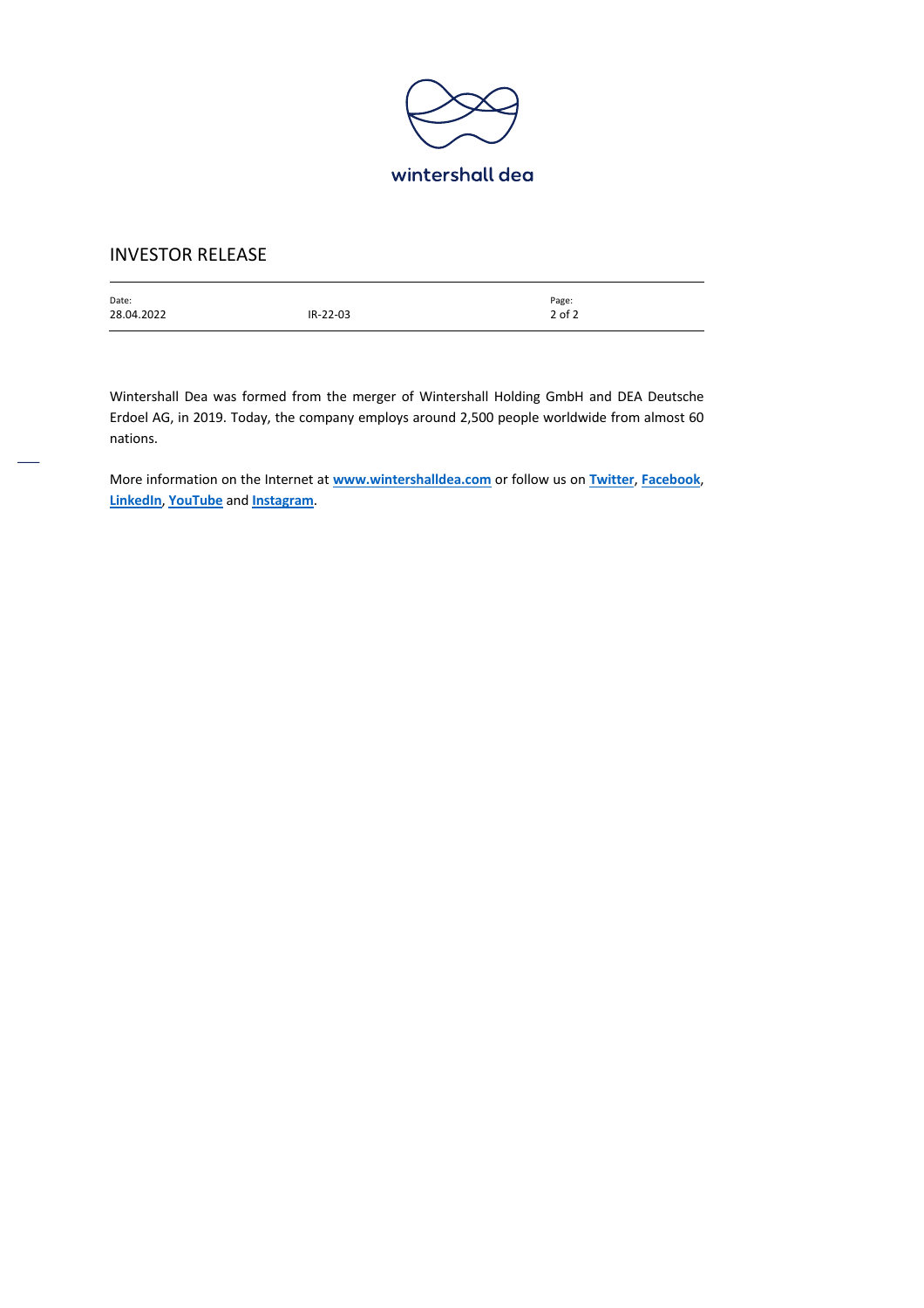Wintershall Dea was formed from the merger of Wintershall Holding GmbH and DEA Deutsche Erdoel AG, in 2019. Today, the company employs around 2,500 people worldwide from almost 60 nations.

More information on the Internet at **www.wintershalldea.com** or follow us on **Twitter**, **Facebook**, **LinkedIn**, **YouTube** and **Instagram**.